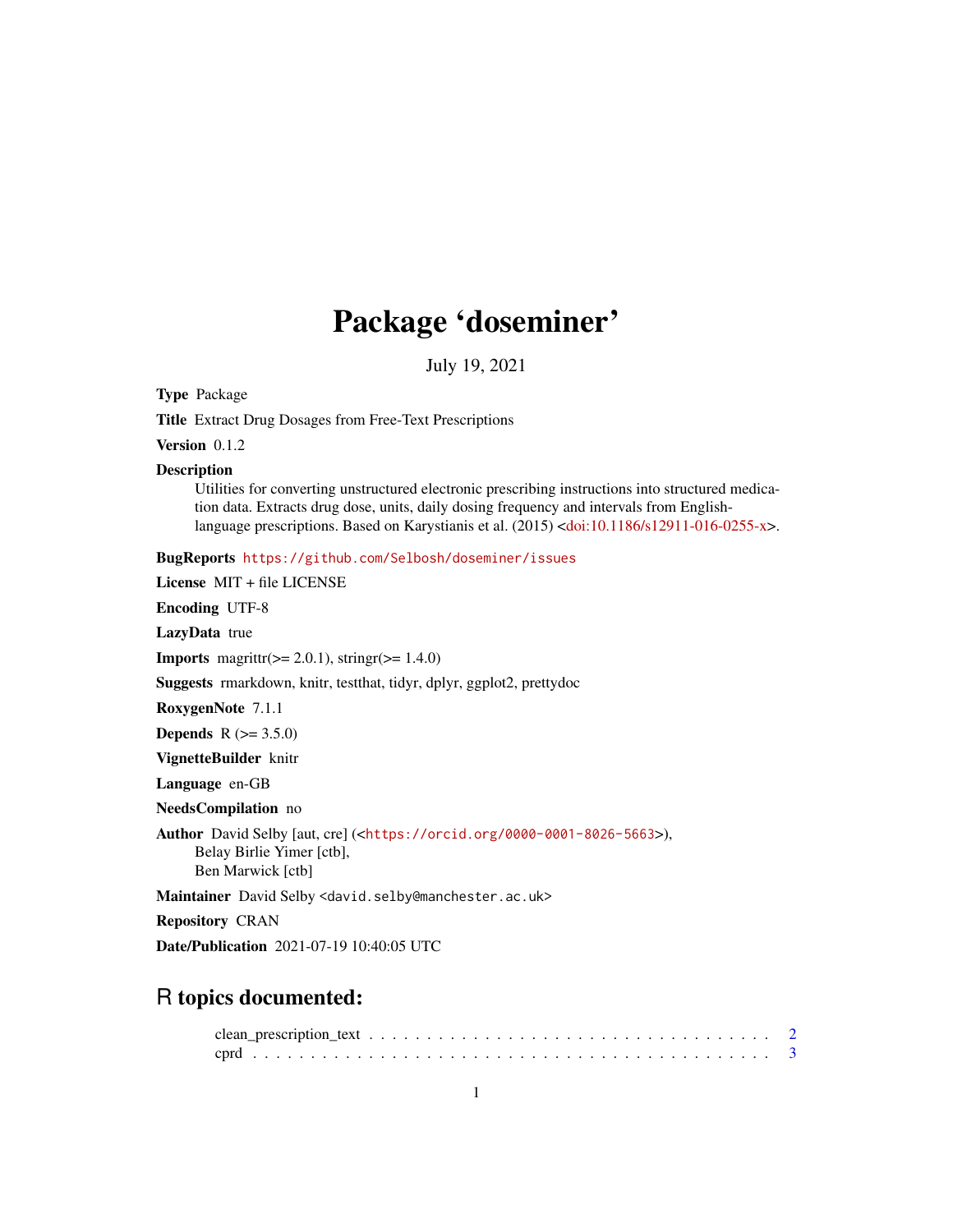# Package 'doseminer'

July 19, 2021

**Type** Package

**Title** Extract Drug Dosages from Free-Text Prescriptions

**Version** 0.1.2

**Description**
Utilities for converting unstructured electronic prescribing instructions into structured medication data. Extracts drug dose, units, daily dosing frequency and intervals from English-language prescriptions. Based on Karystianis et al. (2015) <doi:10.1186/s12911-016-0255-x>.

**BugReports** https://github.com/Selbosh/doseminer/issues

**License** MIT + file LICENSE

**Encoding** UTF-8

**LazyData** true

**Imports** magrittr(>= 2.0.1), stringr(>= 1.4.0)

**Suggests** rmarkdown, knitr, testthat, tidyr, dplyr, ggplot2, prettydoc

**RoxygenNote** 7.1.1

**Depends** R (>= 3.5.0)

**VignetteBuilder** knitr

**Language** en-GB

**NeedsCompilation** no

**Author** David Selby [aut, cre] (<https://orcid.org/0000-0001-8026-5663>),
Belay Birlie Yimer [ctb],
Ben Marwick [ctb]

**Maintainer** David Selby <david.selby@manchester.ac.uk>

**Repository** CRAN

**Date/Publication** 2021-07-19 10:40:05 UTC

## R topics documented:

clean_prescription_text . . . . . . . . . . . . . . . . . . . . . . . . . . . . . . . . . 2
cprd . . . . . . . . . . . . . . . . . . . . . . . . . . . . . . . . . . . . . . . . . . . 3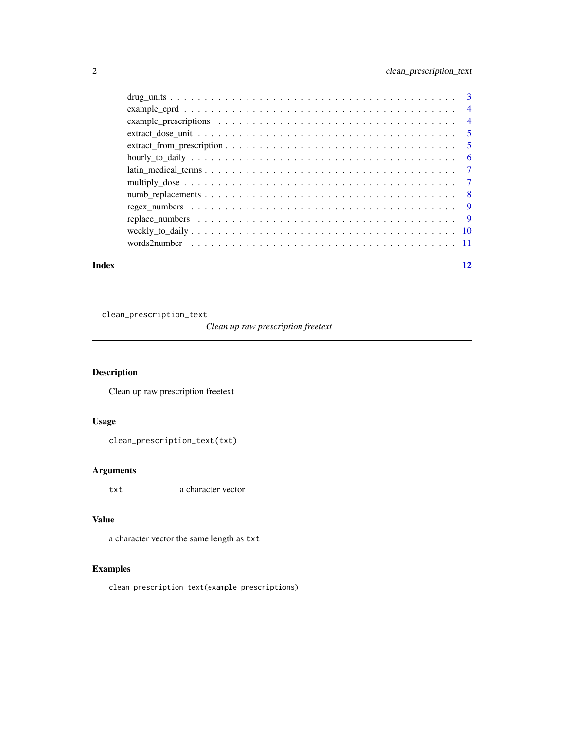drug_units . . . . . . . . . . . . . . . . . . . . . . . . . . . . . . . . . . . . . . 3
example_cprd . . . . . . . . . . . . . . . . . . . . . . . . . . . . . . . . . . . . . 4
example_prescriptions . . . . . . . . . . . . . . . . . . . . . . . . . . . . . . . . . 4
extract_dose_unit . . . . . . . . . . . . . . . . . . . . . . . . . . . . . . . . . . . 5
extract_from_prescription . . . . . . . . . . . . . . . . . . . . . . . . . . . . . . . 5
hourly_to_daily . . . . . . . . . . . . . . . . . . . . . . . . . . . . . . . . . . . . 6
latin_medical_terms . . . . . . . . . . . . . . . . . . . . . . . . . . . . . . . . . . 7
multiply_dose . . . . . . . . . . . . . . . . . . . . . . . . . . . . . . . . . . . . . 7
numb_replacements . . . . . . . . . . . . . . . . . . . . . . . . . . . . . . . . . . . 8
regex_numbers . . . . . . . . . . . . . . . . . . . . . . . . . . . . . . . . . . . . . 9
replace_numbers . . . . . . . . . . . . . . . . . . . . . . . . . . . . . . . . . . . . 9
weekly_to_daily . . . . . . . . . . . . . . . . . . . . . . . . . . . . . . . . . . . . 10
words2number . . . . . . . . . . . . . . . . . . . . . . . . . . . . . . . . . . . . . 11

**Index** **12**

---

`clean_prescription_text` *Clean up raw prescription freetext*

---

## Description

Clean up raw prescription freetext

## Usage

```
clean_prescription_text(txt)
```

## Arguments

| | |
|---|---|
| `txt` | a character vector |

## Value

a character vector the same length as `txt`

## Examples

```
clean_prescription_text(example_prescriptions)
```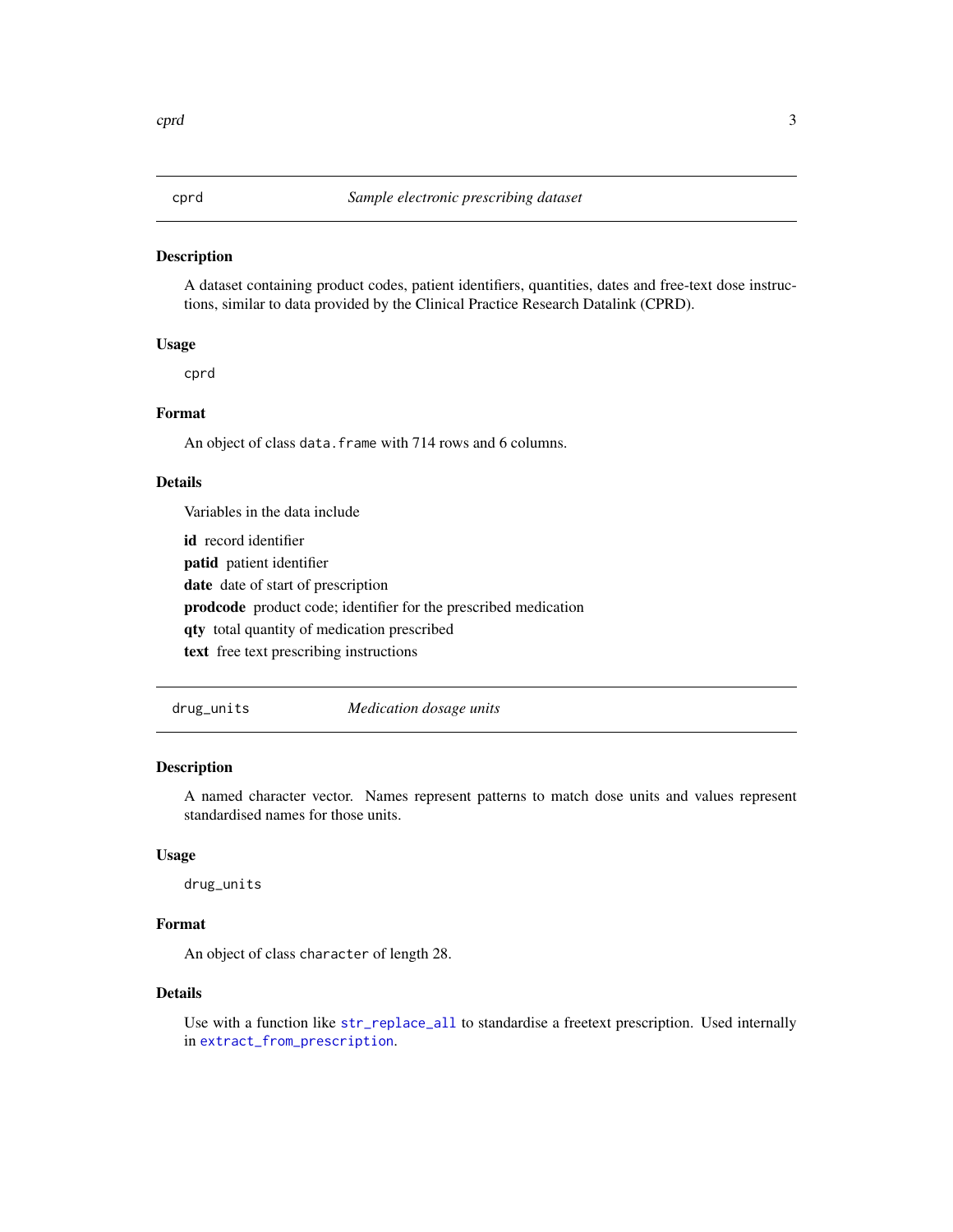## cprd — *Sample electronic prescribing dataset*

### Description

A dataset containing product codes, patient identifiers, quantities, dates and free-text dose instructions, similar to data provided by the Clinical Practice Research Datalink (CPRD).

### Usage

```
cprd
```

### Format

An object of class `data.frame` with 714 rows and 6 columns.

### Details

Variables in the data include

- **id** record identifier
- **patid** patient identifier
- **date** date of start of prescription
- **prodcode** product code; identifier for the prescribed medication
- **qty** total quantity of medication prescribed
- **text** free text prescribing instructions

## drug_units — *Medication dosage units*

### Description

A named character vector. Names represent patterns to match dose units and values represent standardised names for those units.

### Usage

```
drug_units
```

### Format

An object of class `character` of length 28.

### Details

Use with a function like `str_replace_all` to standardise a freetext prescription. Used internally in `extract_from_prescription`.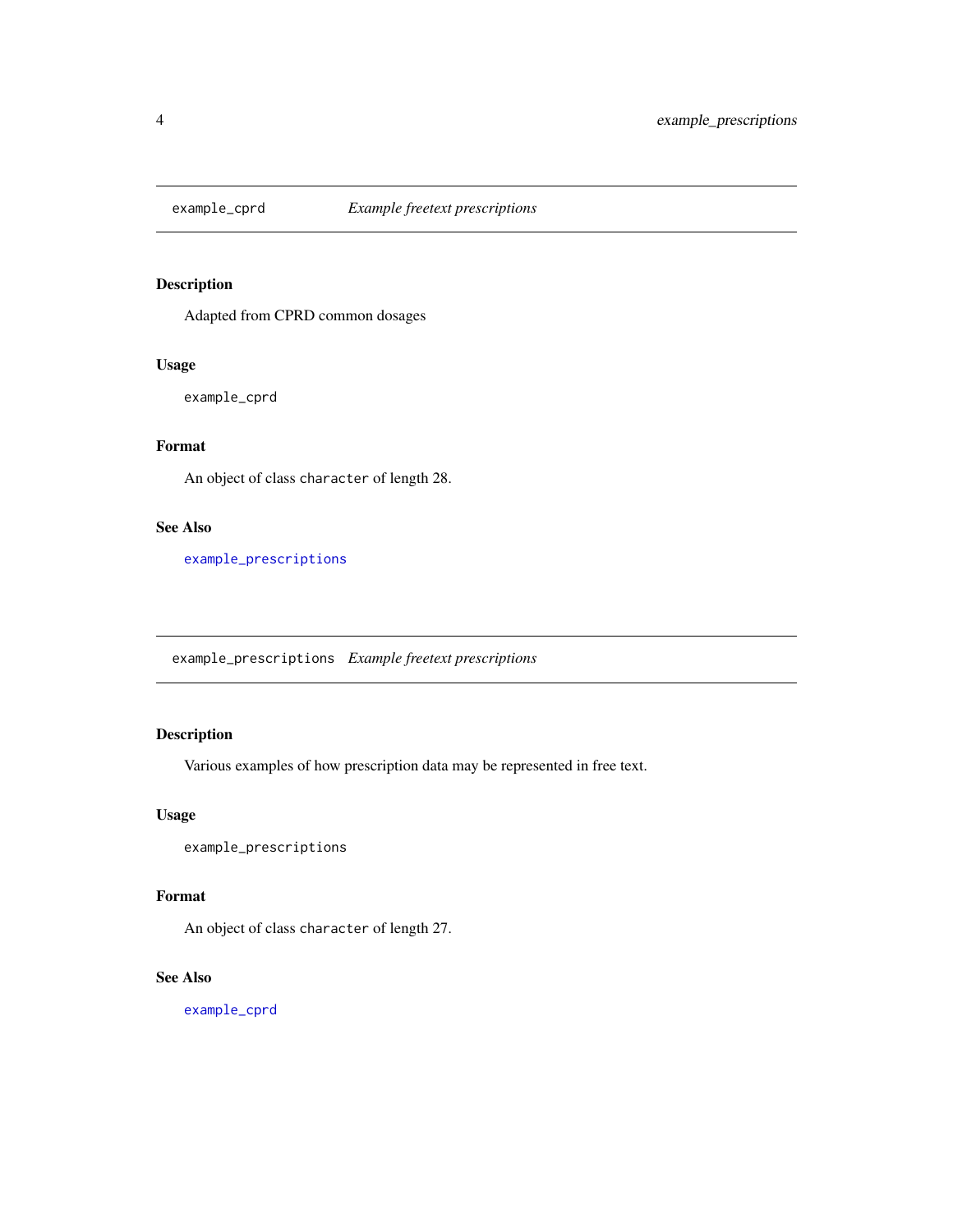## example_cprd *Example freetext prescriptions*

### Description

Adapted from CPRD common dosages

### Usage

```
example_cprd
```

### Format

An object of class `character` of length 28.

### See Also

example_prescriptions

## example_prescriptions *Example freetext prescriptions*

### Description

Various examples of how prescription data may be represented in free text.

### Usage

```
example_prescriptions
```

### Format

An object of class `character` of length 27.

### See Also

example_cprd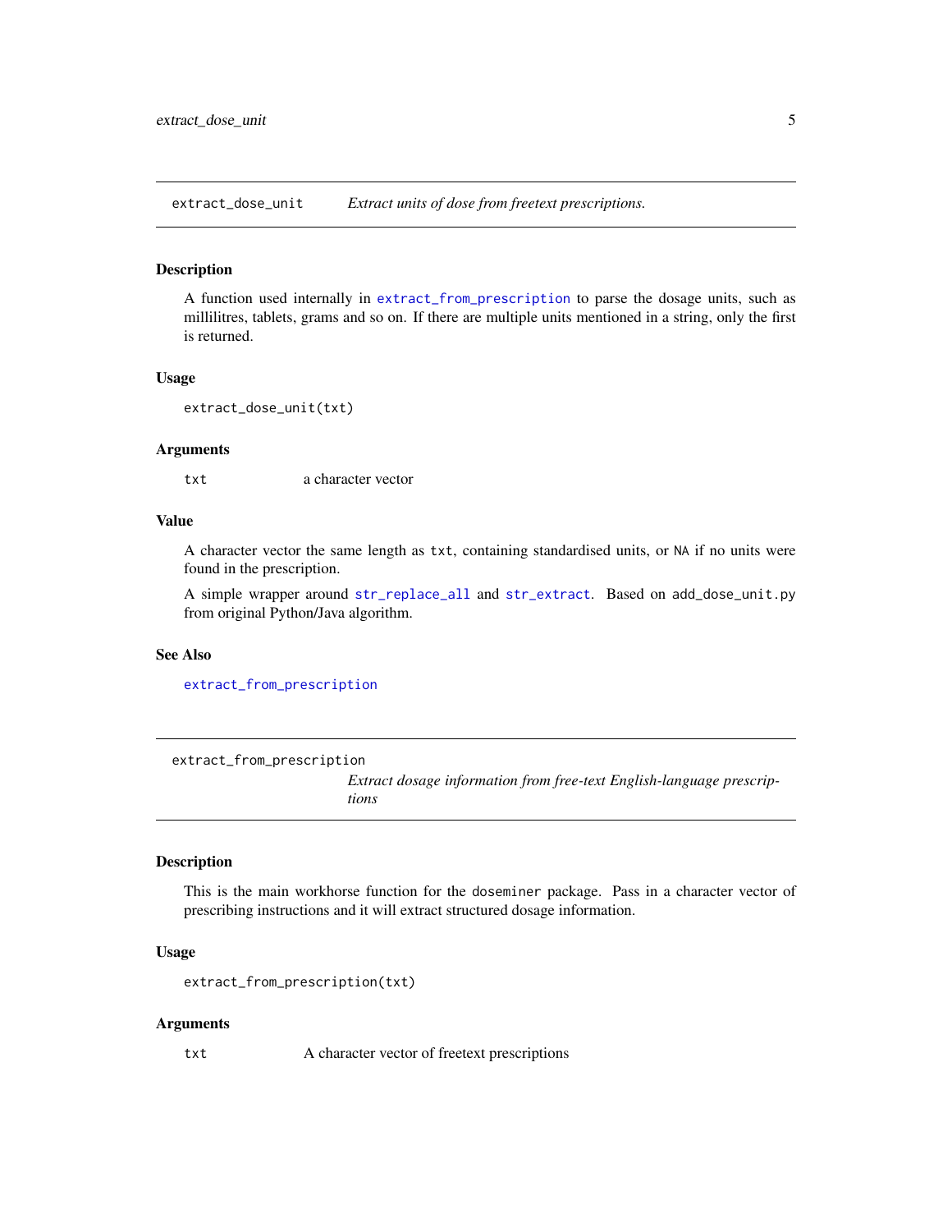## extract_dose_unit *Extract units of dose from freetext prescriptions.*

### Description

A function used internally in `extract_from_prescription` to parse the dosage units, such as millilitres, tablets, grams and so on. If there are multiple units mentioned in a string, only the first is returned.

### Usage

```
extract_dose_unit(txt)
```

### Arguments

| | |
|---|---|
| `txt` | a character vector |

### Value

A character vector the same length as `txt`, containing standardised units, or `NA` if no units were found in the prescription.

A simple wrapper around `str_replace_all` and `str_extract`. Based on `add_dose_unit.py` from original Python/Java algorithm.

### See Also

`extract_from_prescription`

## extract_from_prescription *Extract dosage information from free-text English-language prescriptions*

### Description

This is the main workhorse function for the `doseminer` package. Pass in a character vector of prescribing instructions and it will extract structured dosage information.

### Usage

```
extract_from_prescription(txt)
```

### Arguments

| | |
|---|---|
| `txt` | A character vector of freetext prescriptions |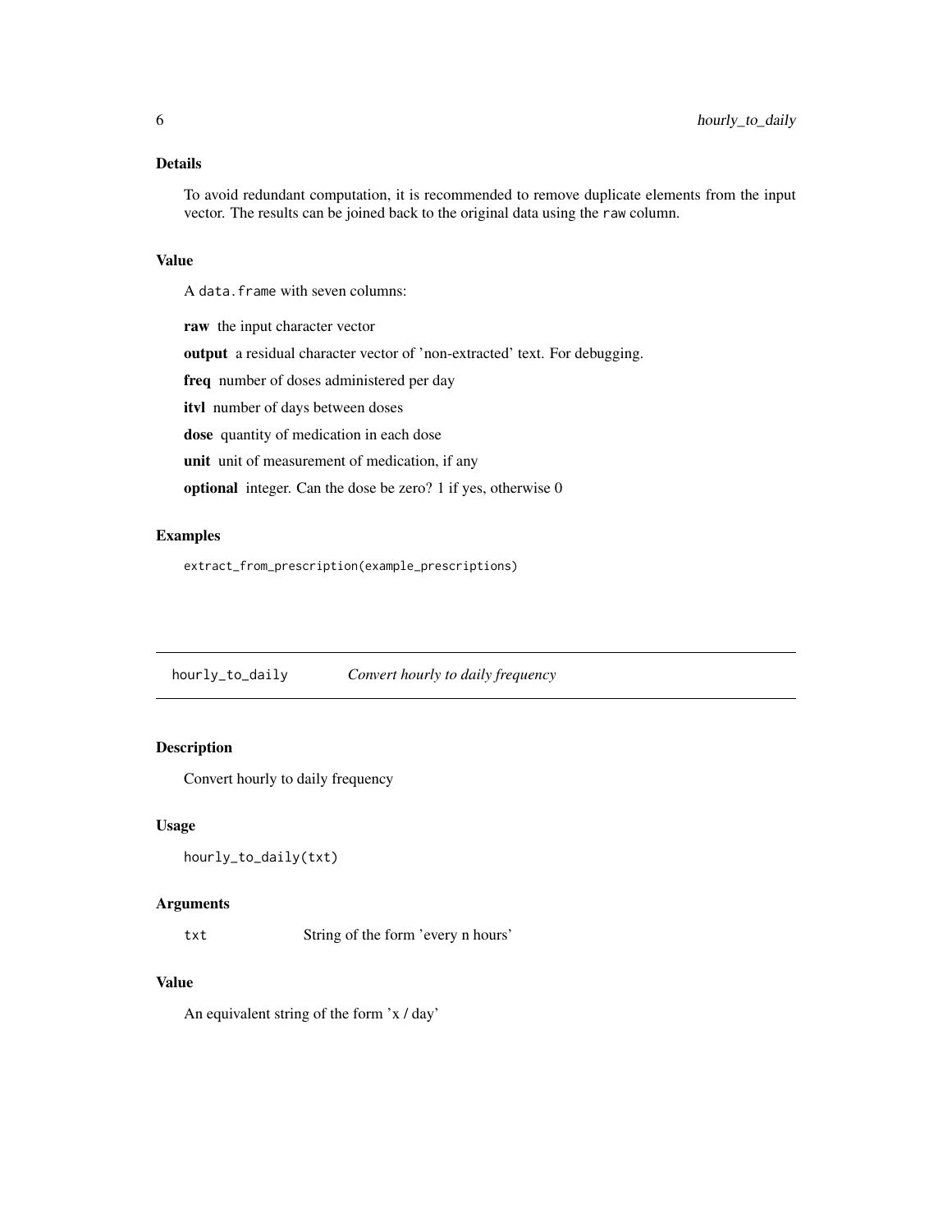### Details

To avoid redundant computation, it is recommended to remove duplicate elements from the input vector. The results can be joined back to the original data using the `raw` column.

### Value

A `data.frame` with seven columns:

**raw** the input character vector

**output** a residual character vector of 'non-extracted' text. For debugging.

**freq** number of doses administered per day

**itvl** number of days between doses

**dose** quantity of medication in each dose

**unit** unit of measurement of medication, if any

**optional** integer. Can the dose be zero? 1 if yes, otherwise 0

### Examples

```
extract_from_prescription(example_prescriptions)
```

---

## hourly_to_daily *Convert hourly to daily frequency*

### Description

Convert hourly to daily frequency

### Usage

```
hourly_to_daily(txt)
```

### Arguments

| | |
|---|---|
| txt | String of the form 'every n hours' |

### Value

An equivalent string of the form 'x / day'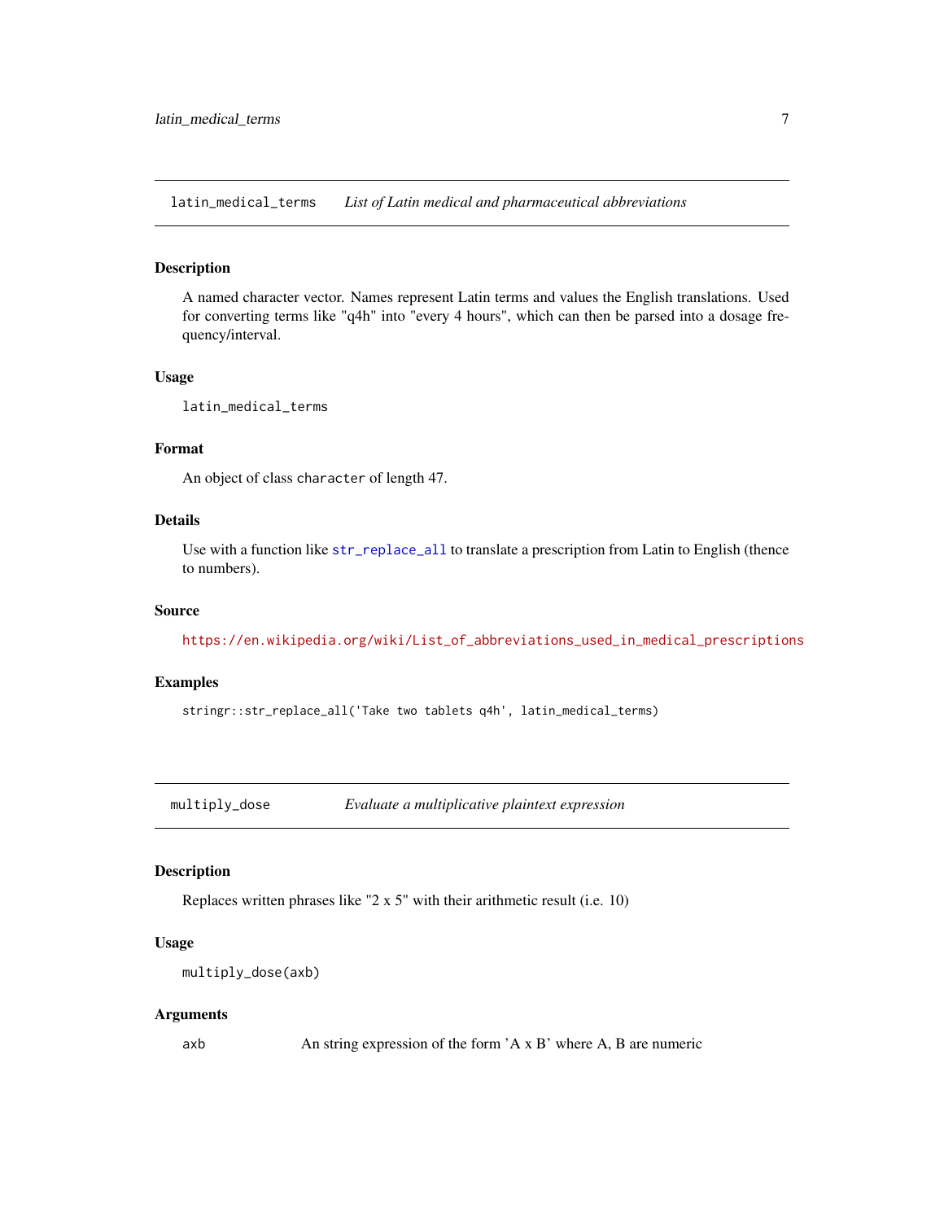## latin_medical_terms *List of Latin medical and pharmaceutical abbreviations*

### Description

A named character vector. Names represent Latin terms and values the English translations. Used for converting terms like "q4h" into "every 4 hours", which can then be parsed into a dosage frequency/interval.

### Usage

```
latin_medical_terms
```

### Format

An object of class `character` of length 47.

### Details

Use with a function like `str_replace_all` to translate a prescription from Latin to English (thence to numbers).

### Source

https://en.wikipedia.org/wiki/List_of_abbreviations_used_in_medical_prescriptions

### Examples

```
stringr::str_replace_all('Take two tablets q4h', latin_medical_terms)
```

## multiply_dose *Evaluate a multiplicative plaintext expression*

### Description

Replaces written phrases like "2 x 5" with their arithmetic result (i.e. 10)

### Usage

```
multiply_dose(axb)
```

### Arguments

| | |
|---|---|
| axb | An string expression of the form 'A x B' where A, B are numeric |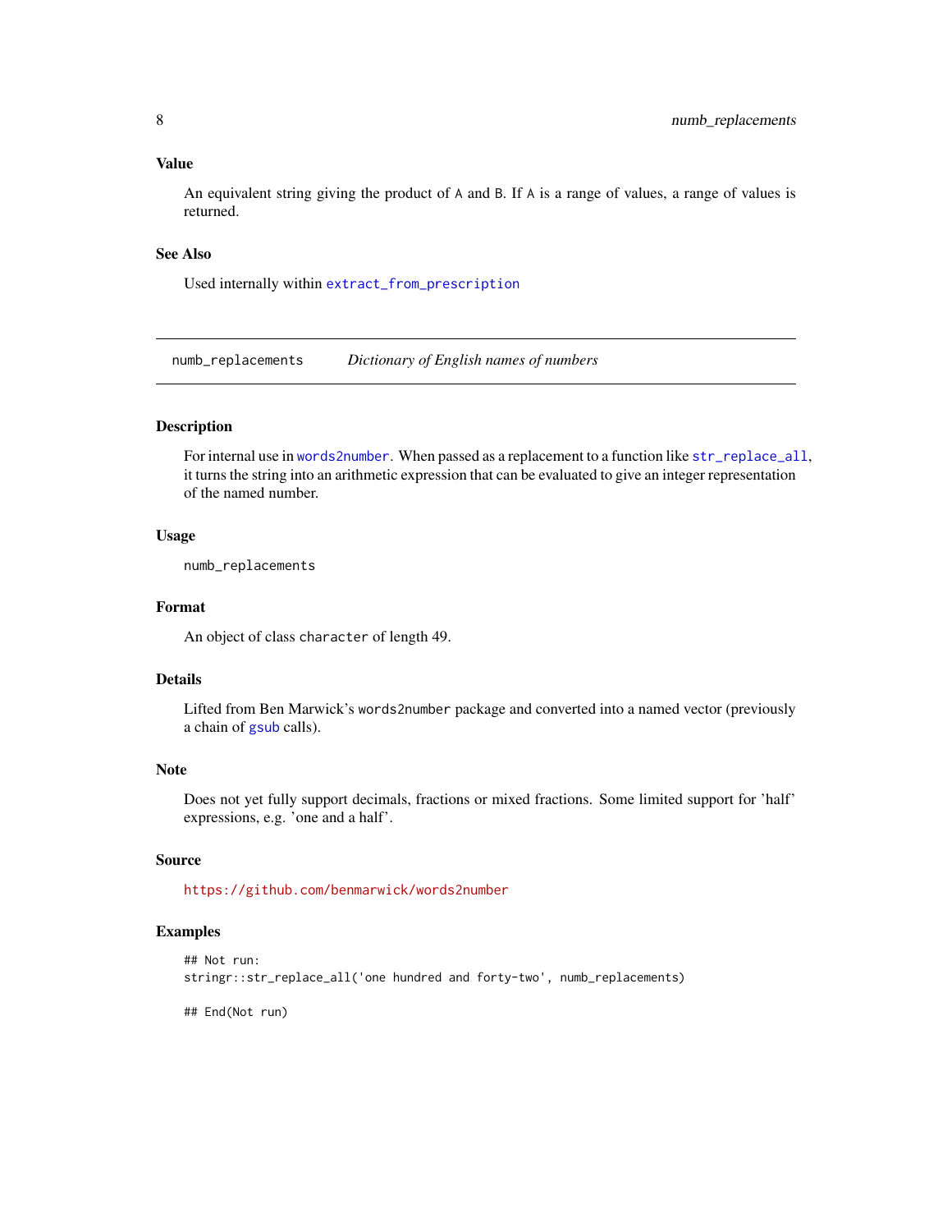### Value

An equivalent string giving the product of `A` and `B`. If `A` is a range of values, a range of values is returned.

### See Also

Used internally within `extract_from_prescription`

---

## `numb_replacements` *Dictionary of English names of numbers*

---

### Description

For internal use in `words2number`. When passed as a replacement to a function like `str_replace_all`, it turns the string into an arithmetic expression that can be evaluated to give an integer representation of the named number.

### Usage

```
numb_replacements
```

### Format

An object of class `character` of length 49.

### Details

Lifted from Ben Marwick's `words2number` package and converted into a named vector (previously a chain of `gsub` calls).

### Note

Does not yet fully support decimals, fractions or mixed fractions. Some limited support for 'half' expressions, e.g. 'one and a half'.

### Source

https://github.com/benmarwick/words2number

### Examples

```
## Not run:
stringr::str_replace_all('one hundred and forty-two', numb_replacements)

## End(Not run)
```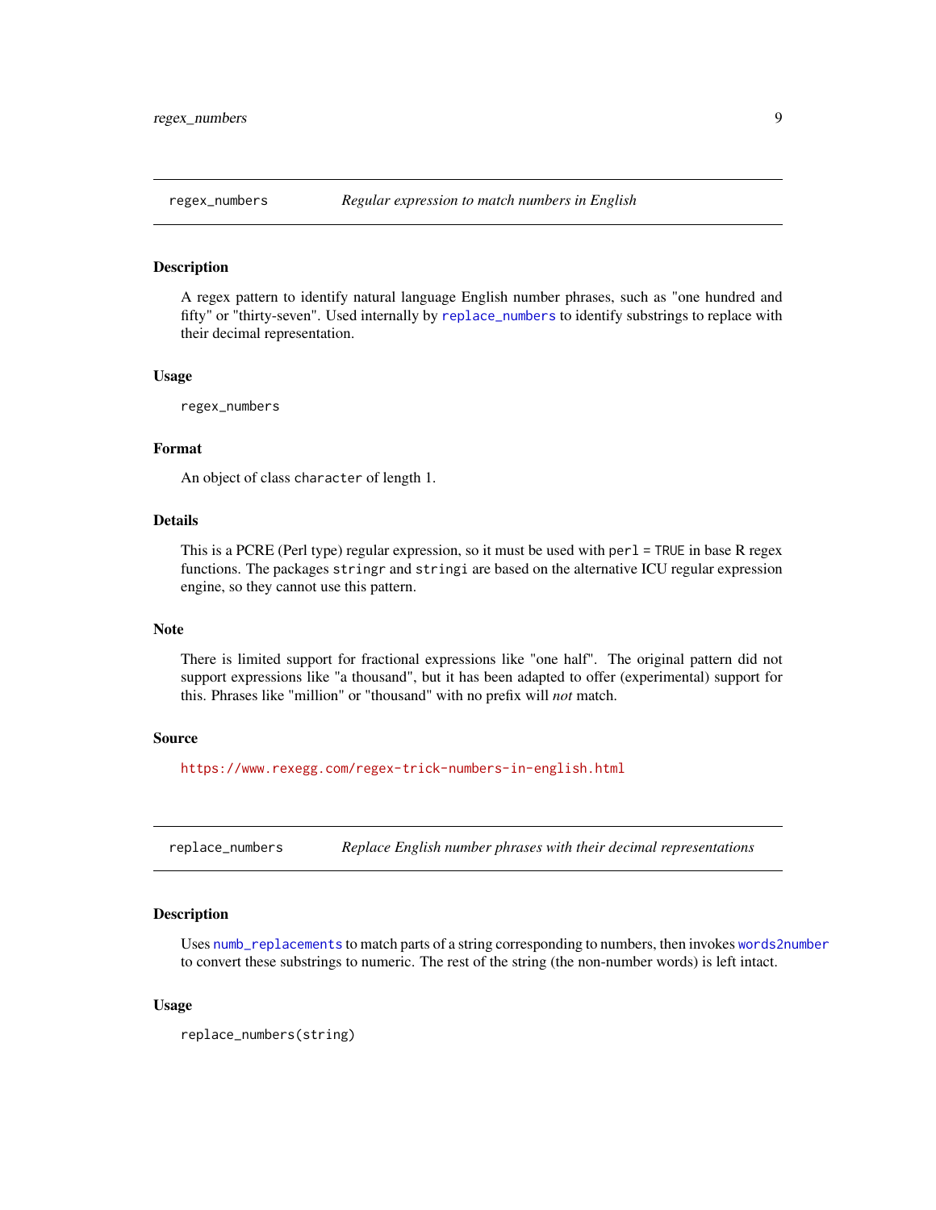## regex_numbers — *Regular expression to match numbers in English*

### Description

A regex pattern to identify natural language English number phrases, such as "one hundred and fifty" or "thirty-seven". Used internally by replace_numbers to identify substrings to replace with their decimal representation.

### Usage

```
regex_numbers
```

### Format

An object of class character of length 1.

### Details

This is a PCRE (Perl type) regular expression, so it must be used with `perl = TRUE` in base R regex functions. The packages stringr and stringi are based on the alternative ICU regular expression engine, so they cannot use this pattern.

### Note

There is limited support for fractional expressions like "one half". The original pattern did not support expressions like "a thousand", but it has been adapted to offer (experimental) support for this. Phrases like "million" or "thousand" with no prefix will *not* match.

### Source

https://www.rexegg.com/regex-trick-numbers-in-english.html

## replace_numbers — *Replace English number phrases with their decimal representations*

### Description

Uses numb_replacements to match parts of a string corresponding to numbers, then invokes words2number to convert these substrings to numeric. The rest of the string (the non-number words) is left intact.

### Usage

```
replace_numbers(string)
```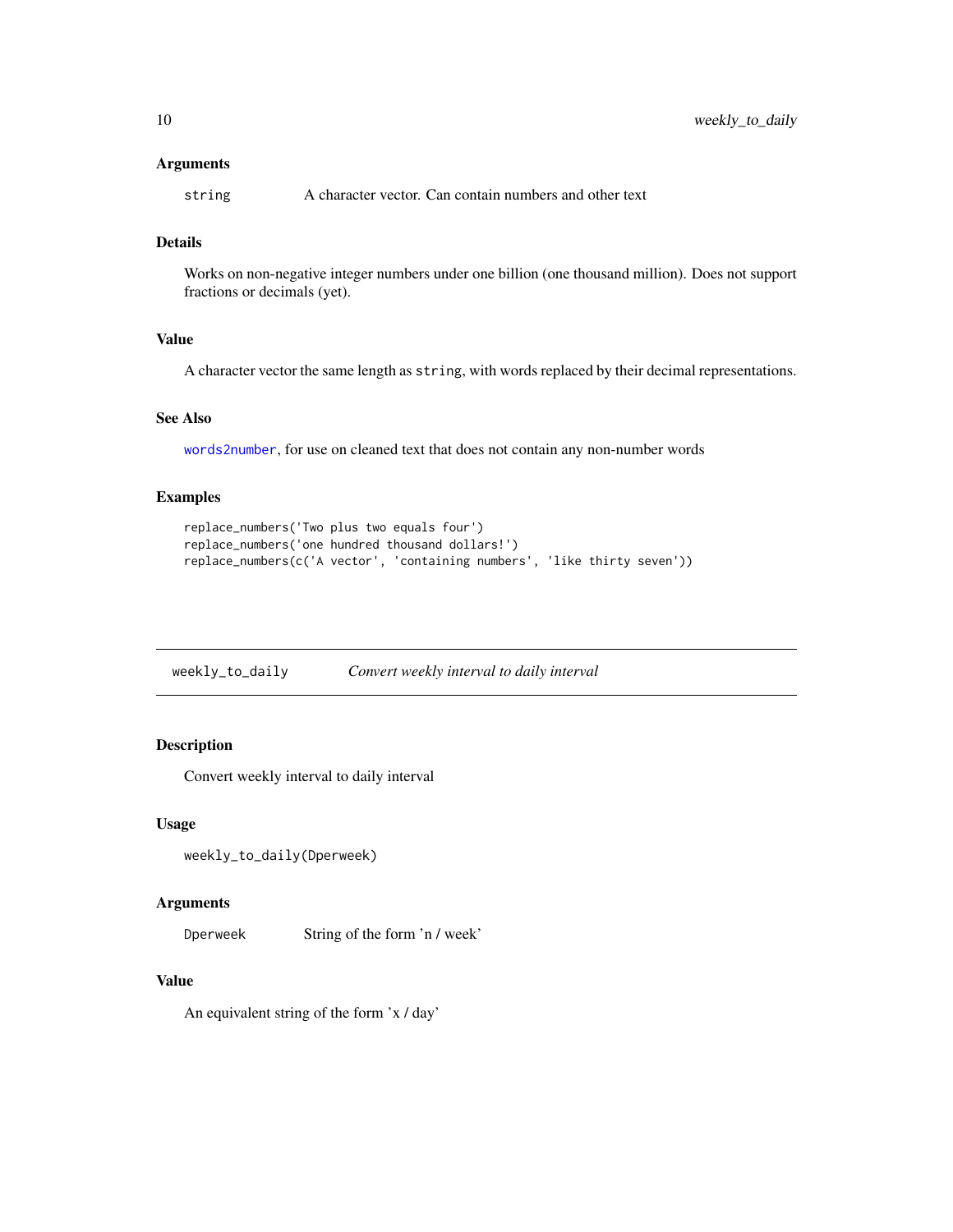### Arguments

`string` A character vector. Can contain numbers and other text

### Details

Works on non-negative integer numbers under one billion (one thousand million). Does not support fractions or decimals (yet).

### Value

A character vector the same length as `string`, with words replaced by their decimal representations.

### See Also

`words2number`, for use on cleaned text that does not contain any non-number words

### Examples

```
replace_numbers('Two plus two equals four')
replace_numbers('one hundred thousand dollars!')
replace_numbers(c('A vector', 'containing numbers', 'like thirty seven'))
```

---

## weekly_to_daily — *Convert weekly interval to daily interval*

---

### Description

Convert weekly interval to daily interval

### Usage

```
weekly_to_daily(Dperweek)
```

### Arguments

`Dperweek` String of the form 'n / week'

### Value

An equivalent string of the form 'x / day'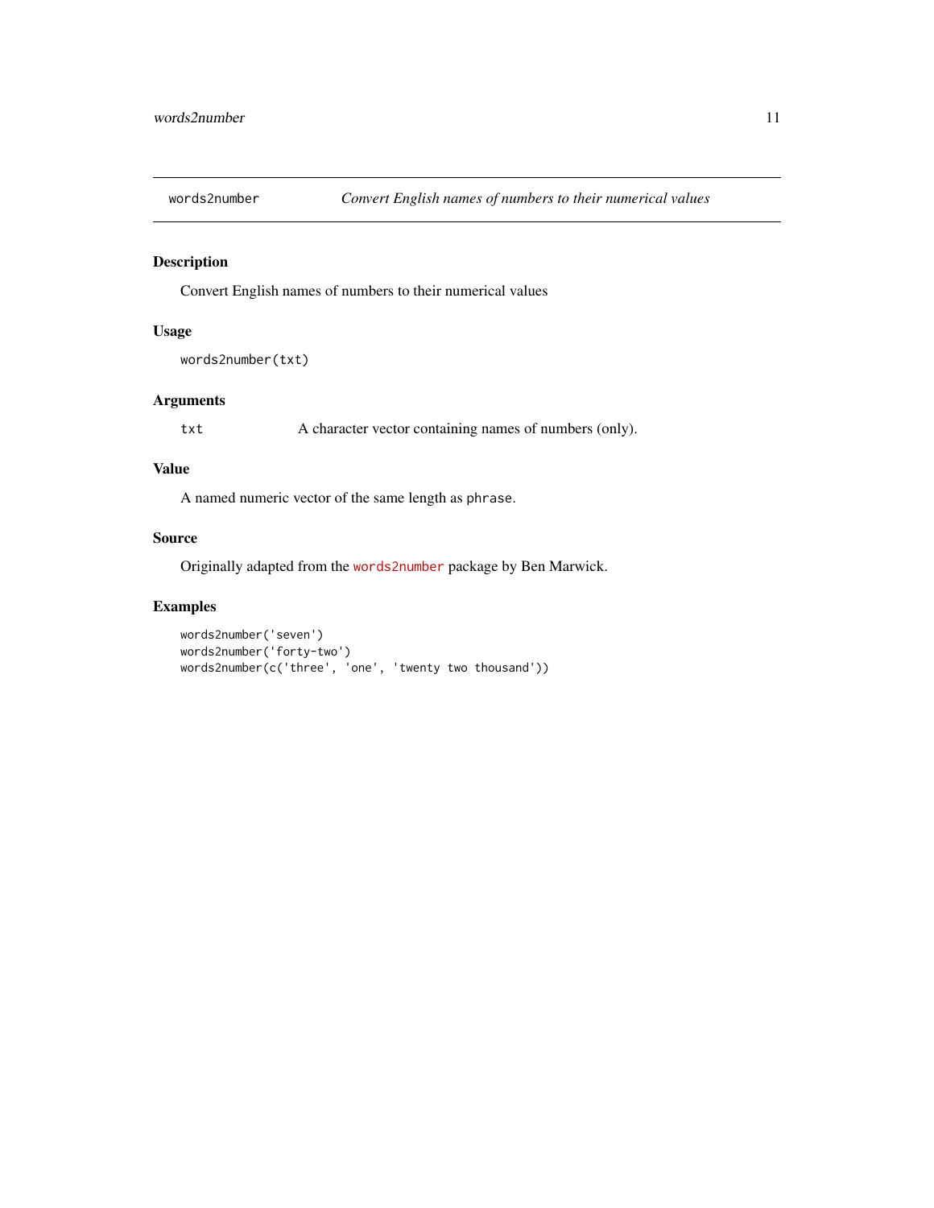## words2number — *Convert English names of numbers to their numerical values*

### Description

Convert English names of numbers to their numerical values

### Usage

```
words2number(txt)
```

### Arguments

| | |
|---|---|
| `txt` | A character vector containing names of numbers (only). |

### Value

A named numeric vector of the same length as `phrase`.

### Source

Originally adapted from the `words2number` package by Ben Marwick.

### Examples

```
words2number('seven')
words2number('forty-two')
words2number(c('three', 'one', 'twenty two thousand'))
```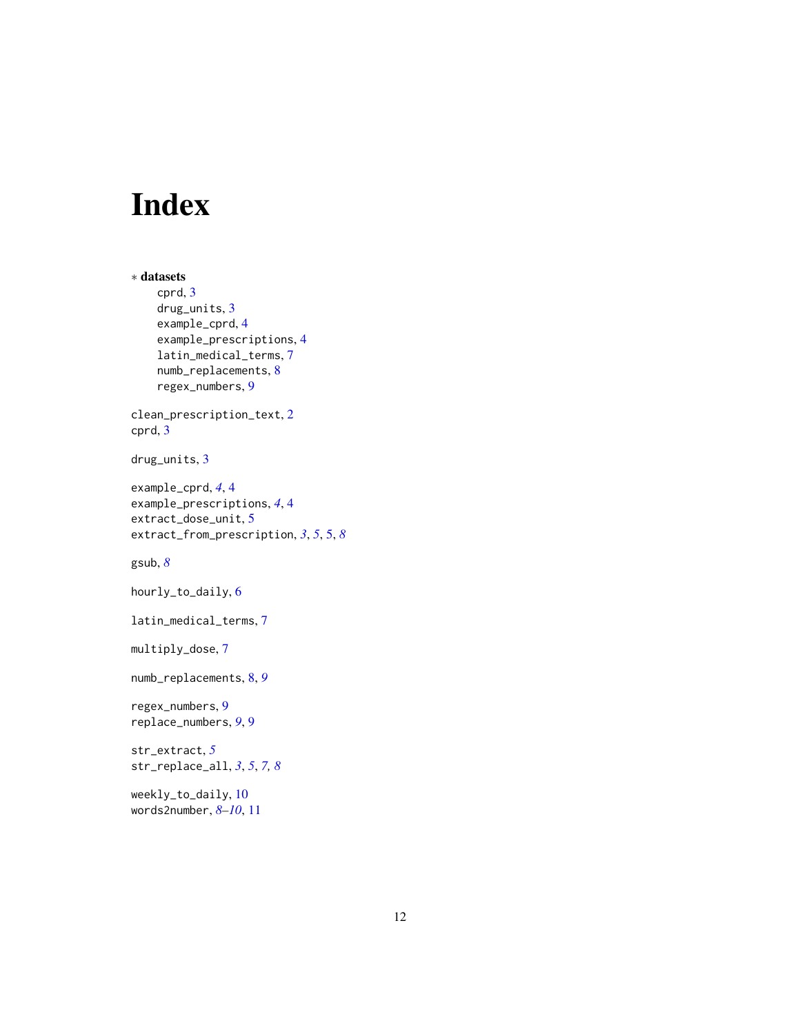# Index

∗ **datasets**
  cprd, 3
  drug_units, 3
  example_cprd, 4
  example_prescriptions, 4
  latin_medical_terms, 7
  numb_replacements, 8
  regex_numbers, 9

clean_prescription_text, 2
cprd, 3

drug_units, 3

example_cprd, *4*, 4
example_prescriptions, *4*, 4
extract_dose_unit, 5
extract_from_prescription, *3*, *5*, 5, *8*

gsub, *8*

hourly_to_daily, 6

latin_medical_terms, 7

multiply_dose, 7

numb_replacements, 8, *9*

regex_numbers, 9
replace_numbers, *9*, 9

str_extract, *5*
str_replace_all, *3*, *5*, *7, 8*

weekly_to_daily, 10
words2number, *8–10*, 11